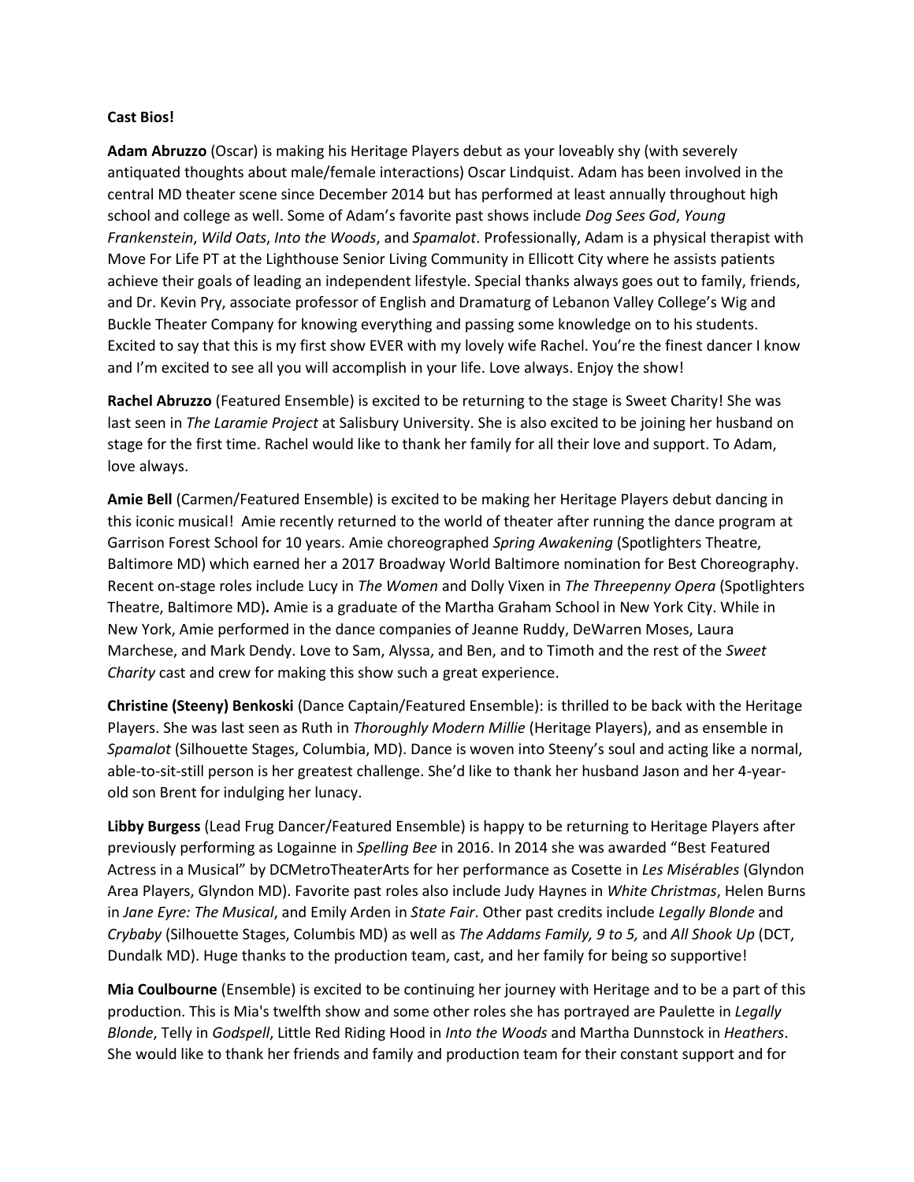**Cast Bios!**

**Adam Abruzzo** (Oscar) is making his Heritage Players debut as your loveably shy (with severely antiquated thoughts about male/female interactions) Oscar Lindquist. Adam has been involved in the central MD theater scene since December 2014 but has performed at least annually throughout high school and college as well. Some of Adam's favorite past shows include *Dog Sees God*, *Young Frankenstein*, *Wild Oats*, *Into the Woods*, and *Spamalot*. Professionally, Adam is a physical therapist with Move For Life PT at the Lighthouse Senior Living Community in Ellicott City where he assists patients achieve their goals of leading an independent lifestyle. Special thanks always goes out to family, friends, and Dr. Kevin Pry, associate professor of English and Dramaturg of Lebanon Valley College's Wig and Buckle Theater Company for knowing everything and passing some knowledge on to his students. Excited to say that this is my first show EVER with my lovely wife Rachel. You're the finest dancer I know and I'm excited to see all you will accomplish in your life. Love always. Enjoy the show!

**Rachel Abruzzo** (Featured Ensemble) is excited to be returning to the stage is Sweet Charity! She was last seen in *The Laramie Project* at Salisbury University. She is also excited to be joining her husband on stage for the first time. Rachel would like to thank her family for all their love and support. To Adam, love always.

**Amie Bell** (Carmen/Featured Ensemble) is excited to be making her Heritage Players debut dancing in this iconic musical! Amie recently returned to the world of theater after running the dance program at Garrison Forest School for 10 years. Amie choreographed *Spring Awakening* (Spotlighters Theatre, Baltimore MD) which earned her a 2017 Broadway World Baltimore nomination for Best Choreography. Recent on-stage roles include Lucy in *The Women* and Dolly Vixen in *The Threepenny Opera* (Spotlighters Theatre, Baltimore MD). Amie is a graduate of the Martha Graham School in New York City. While in New York, Amie performed in the dance companies of Jeanne Ruddy, DeWarren Moses, Laura Marchese, and Mark Dendy. Love to Sam, Alyssa, and Ben, and to Timoth and the rest of the *Sweet Charity* cast and crew for making this show such a great experience.

**Christine (Steeny) Benkoski** (Dance Captain/Featured Ensemble): is thrilled to be back with the Heritage Players. She was last seen as Ruth in *Thoroughly Modern Millie* (Heritage Players), and as ensemble in *Spamalot* (Silhouette Stages, Columbia, MD). Dance is woven into Steeny's soul and acting like a normal, able-to-sit-still person is her greatest challenge. She'd like to thank her husband Jason and her 4-year-old son Brent for indulging her lunacy.

**Libby Burgess** (Lead Frug Dancer/Featured Ensemble) is happy to be returning to Heritage Players after previously performing as Logainne in *Spelling Bee* in 2016. In 2014 she was awarded "Best Featured Actress in a Musical" by DCMetroTheaterArts for her performance as Cosette in *Les Misérables* (Glyndon Area Players, Glyndon MD). Favorite past roles also include Judy Haynes in *White Christmas*, Helen Burns in *Jane Eyre: The Musical*, and Emily Arden in *State Fair*. Other past credits include *Legally Blonde* and *Crybaby* (Silhouette Stages, Columbis MD) as well as *The Addams Family, 9 to 5,* and *All Shook Up* (DCT, Dundalk MD). Huge thanks to the production team, cast, and her family for being so supportive!

**Mia Coulbourne** (Ensemble) is excited to be continuing her journey with Heritage and to be a part of this production. This is Mia's twelfth show and some other roles she has portrayed are Paulette in *Legally Blonde*, Telly in *Godspell*, Little Red Riding Hood in *Into the Woods* and Martha Dunnstock in *Heathers*. She would like to thank her friends and family and production team for their constant support and for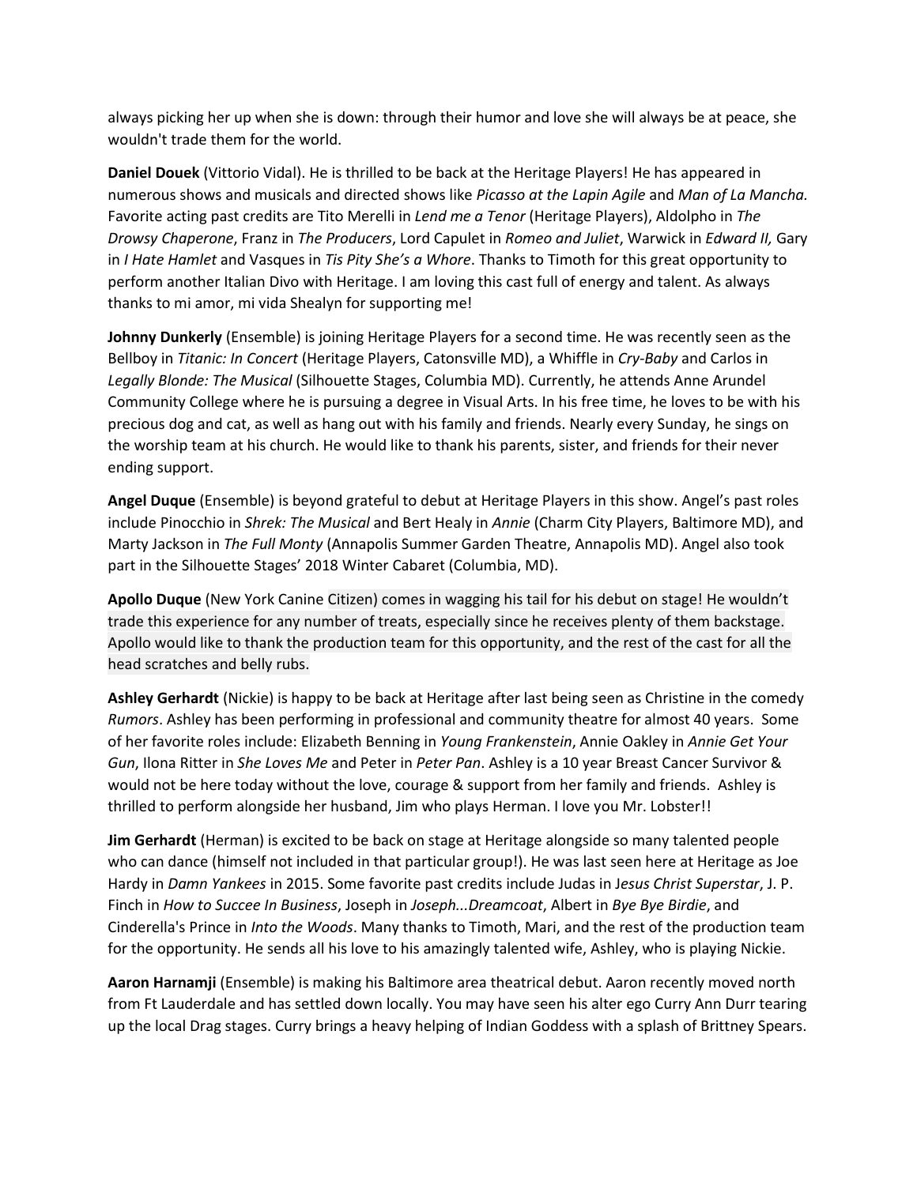always picking her up when she is down: through their humor and love she will always be at peace, she wouldn't trade them for the world.

**Daniel Douek** (Vittorio Vidal). He is thrilled to be back at the Heritage Players! He has appeared in numerous shows and musicals and directed shows like *Picasso at the Lapin Agile* and *Man of La Mancha.* Favorite acting past credits are Tito Merelli in *Lend me a Tenor* (Heritage Players), Aldolpho in *The Drowsy Chaperone*, Franz in *The Producers*, Lord Capulet in *Romeo and Juliet*, Warwick in *Edward II,* Gary in *I Hate Hamlet* and Vasques in *Tis Pity She's a Whore*. Thanks to Timoth for this great opportunity to perform another Italian Divo with Heritage. I am loving this cast full of energy and talent. As always thanks to mi amor, mi vida Shealyn for supporting me!

**Johnny Dunkerly** (Ensemble) is joining Heritage Players for a second time. He was recently seen as the Bellboy in *Titanic: In Concert* (Heritage Players, Catonsville MD), a Whiffle in *Cry-Baby* and Carlos in *Legally Blonde: The Musical* (Silhouette Stages, Columbia MD). Currently, he attends Anne Arundel Community College where he is pursuing a degree in Visual Arts. In his free time, he loves to be with his precious dog and cat, as well as hang out with his family and friends. Nearly every Sunday, he sings on the worship team at his church. He would like to thank his parents, sister, and friends for their never ending support.

**Angel Duque** (Ensemble) is beyond grateful to debut at Heritage Players in this show. Angel's past roles include Pinocchio in *Shrek: The Musical* and Bert Healy in *Annie* (Charm City Players, Baltimore MD), and Marty Jackson in *The Full Monty* (Annapolis Summer Garden Theatre, Annapolis MD). Angel also took part in the Silhouette Stages' 2018 Winter Cabaret (Columbia, MD).

**Apollo Duque** (New York Canine Citizen) comes in wagging his tail for his debut on stage! He wouldn't trade this experience for any number of treats, especially since he receives plenty of them backstage. Apollo would like to thank the production team for this opportunity, and the rest of the cast for all the head scratches and belly rubs.

**Ashley Gerhardt** (Nickie) is happy to be back at Heritage after last being seen as Christine in the comedy *Rumors*. Ashley has been performing in professional and community theatre for almost 40 years. Some of her favorite roles include: Elizabeth Benning in *Young Frankenstein*, Annie Oakley in *Annie Get Your Gun*, Ilona Ritter in *She Loves Me* and Peter in *Peter Pan*. Ashley is a 10 year Breast Cancer Survivor & would not be here today without the love, courage & support from her family and friends. Ashley is thrilled to perform alongside her husband, Jim who plays Herman. I love you Mr. Lobster!!

**Jim Gerhardt** (Herman) is excited to be back on stage at Heritage alongside so many talented people who can dance (himself not included in that particular group!). He was last seen here at Heritage as Joe Hardy in *Damn Yankees* in 2015. Some favorite past credits include Judas in *Jesus Christ Superstar*, J. P. Finch in *How to Succee In Business*, Joseph in *Joseph...Dreamcoat*, Albert in *Bye Bye Birdie*, and Cinderella's Prince in *Into the Woods*. Many thanks to Timoth, Mari, and the rest of the production team for the opportunity. He sends all his love to his amazingly talented wife, Ashley, who is playing Nickie.

**Aaron Harnamji** (Ensemble) is making his Baltimore area theatrical debut. Aaron recently moved north from Ft Lauderdale and has settled down locally. You may have seen his alter ego Curry Ann Durr tearing up the local Drag stages. Curry brings a heavy helping of Indian Goddess with a splash of Brittney Spears.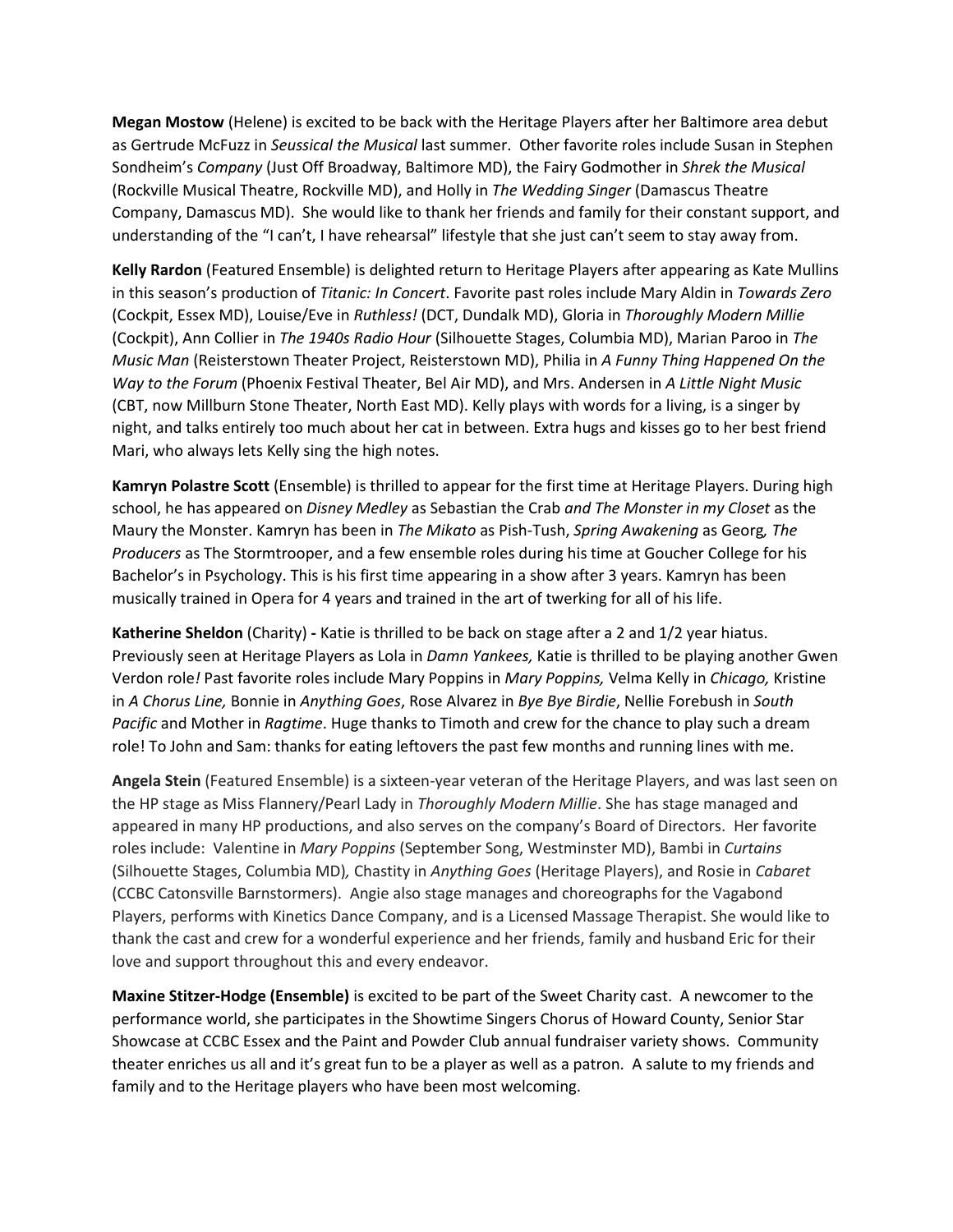**Megan Mostow** (Helene) is excited to be back with the Heritage Players after her Baltimore area debut as Gertrude McFuzz in *Seussical the Musical* last summer. Other favorite roles include Susan in Stephen Sondheim's *Company* (Just Off Broadway, Baltimore MD), the Fairy Godmother in *Shrek the Musical* (Rockville Musical Theatre, Rockville MD), and Holly in *The Wedding Singer* (Damascus Theatre Company, Damascus MD). She would like to thank her friends and family for their constant support, and understanding of the "I can't, I have rehearsal" lifestyle that she just can't seem to stay away from.

**Kelly Rardon** (Featured Ensemble) is delighted return to Heritage Players after appearing as Kate Mullins in this season's production of *Titanic: In Concert*. Favorite past roles include Mary Aldin in *Towards Zero* (Cockpit, Essex MD), Louise/Eve in *Ruthless!* (DCT, Dundalk MD), Gloria in *Thoroughly Modern Millie* (Cockpit), Ann Collier in *The 1940s Radio Hour* (Silhouette Stages, Columbia MD), Marian Paroo in *The Music Man* (Reisterstown Theater Project, Reisterstown MD), Philia in *A Funny Thing Happened On the Way to the Forum* (Phoenix Festival Theater, Bel Air MD), and Mrs. Andersen in *A Little Night Music* (CBT, now Millburn Stone Theater, North East MD). Kelly plays with words for a living, is a singer by night, and talks entirely too much about her cat in between. Extra hugs and kisses go to her best friend Mari, who always lets Kelly sing the high notes.

**Kamryn Polastre Scott** (Ensemble) is thrilled to appear for the first time at Heritage Players. During high school, he has appeared on *Disney Medley* as Sebastian the Crab *and The Monster in my Closet* as the Maury the Monster. Kamryn has been in *The Mikato* as Pish-Tush, *Spring Awakening* as Georg*, The Producers* as The Stormtrooper, and a few ensemble roles during his time at Goucher College for his Bachelor's in Psychology. This is his first time appearing in a show after 3 years. Kamryn has been musically trained in Opera for 4 years and trained in the art of twerking for all of his life.

**Katherine Sheldon** (Charity) **-** Katie is thrilled to be back on stage after a 2 and 1/2 year hiatus. Previously seen at Heritage Players as Lola in *Damn Yankees,* Katie is thrilled to be playing another Gwen Verdon role*!* Past favorite roles include Mary Poppins in *Mary Poppins,* Velma Kelly in *Chicago,* Kristine in *A Chorus Line,* Bonnie in *Anything Goes*, Rose Alvarez in *Bye Bye Birdie*, Nellie Forebush in *South Pacific* and Mother in *Ragtime*. Huge thanks to Timoth and crew for the chance to play such a dream role! To John and Sam: thanks for eating leftovers the past few months and running lines with me.

**Angela Stein** (Featured Ensemble) is a sixteen-year veteran of the Heritage Players, and was last seen on the HP stage as Miss Flannery/Pearl Lady in *Thoroughly Modern Millie*. She has stage managed and appeared in many HP productions, and also serves on the company's Board of Directors. Her favorite roles include: Valentine in *Mary Poppins* (September Song, Westminster MD), Bambi in *Curtains* (Silhouette Stages, Columbia MD)*,* Chastity in *Anything Goes* (Heritage Players), and Rosie in *Cabaret* (CCBC Catonsville Barnstormers). Angie also stage manages and choreographs for the Vagabond Players, performs with Kinetics Dance Company, and is a Licensed Massage Therapist. She would like to thank the cast and crew for a wonderful experience and her friends, family and husband Eric for their love and support throughout this and every endeavor.

**Maxine Stitzer-Hodge (Ensemble)** is excited to be part of the Sweet Charity cast. A newcomer to the performance world, she participates in the Showtime Singers Chorus of Howard County, Senior Star Showcase at CCBC Essex and the Paint and Powder Club annual fundraiser variety shows. Community theater enriches us all and it's great fun to be a player as well as a patron. A salute to my friends and family and to the Heritage players who have been most welcoming.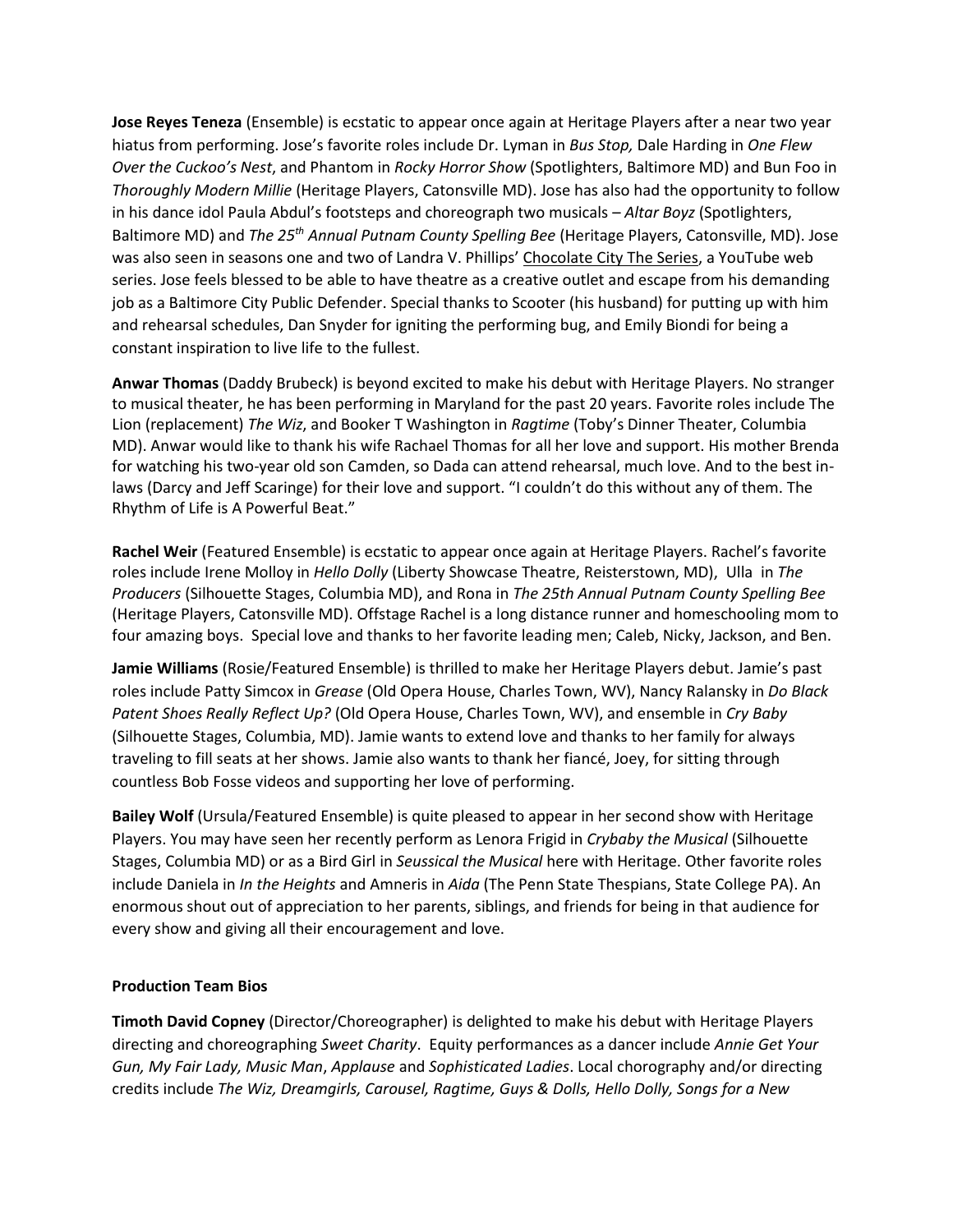**Jose Reyes Teneza** (Ensemble) is ecstatic to appear once again at Heritage Players after a near two year hiatus from performing. Jose's favorite roles include Dr. Lyman in *Bus Stop,* Dale Harding in *One Flew Over the Cuckoo's Nest*, and Phantom in *Rocky Horror Show* (Spotlighters, Baltimore MD) and Bun Foo in *Thoroughly Modern Millie* (Heritage Players, Catonsville MD). Jose has also had the opportunity to follow in his dance idol Paula Abdul's footsteps and choreograph two musicals – *Altar Boyz* (Spotlighters, Baltimore MD) and *The 25th Annual Putnam County Spelling Bee* (Heritage Players, Catonsville, MD). Jose was also seen in seasons one and two of Landra V. Phillips' Chocolate City The Series, a YouTube web series. Jose feels blessed to be able to have theatre as a creative outlet and escape from his demanding job as a Baltimore City Public Defender. Special thanks to Scooter (his husband) for putting up with him and rehearsal schedules, Dan Snyder for igniting the performing bug, and Emily Biondi for being a constant inspiration to live life to the fullest.

**Anwar Thomas** (Daddy Brubeck) is beyond excited to make his debut with Heritage Players. No stranger to musical theater, he has been performing in Maryland for the past 20 years. Favorite roles include The Lion (replacement) *The Wiz*, and Booker T Washington in *Ragtime* (Toby's Dinner Theater, Columbia MD). Anwar would like to thank his wife Rachael Thomas for all her love and support. His mother Brenda for watching his two-year old son Camden, so Dada can attend rehearsal, much love. And to the best in-laws (Darcy and Jeff Scaringe) for their love and support. "I couldn't do this without any of them. The Rhythm of Life is A Powerful Beat."

**Rachel Weir** (Featured Ensemble) is ecstatic to appear once again at Heritage Players. Rachel's favorite roles include Irene Molloy in *Hello Dolly* (Liberty Showcase Theatre, Reisterstown, MD), Ulla in *The Producers* (Silhouette Stages, Columbia MD), and Rona in *The 25th Annual Putnam County Spelling Bee* (Heritage Players, Catonsville MD). Offstage Rachel is a long distance runner and homeschooling mom to four amazing boys. Special love and thanks to her favorite leading men; Caleb, Nicky, Jackson, and Ben.

**Jamie Williams** (Rosie/Featured Ensemble) is thrilled to make her Heritage Players debut. Jamie's past roles include Patty Simcox in *Grease* (Old Opera House, Charles Town, WV), Nancy Ralansky in *Do Black Patent Shoes Really Reflect Up?* (Old Opera House, Charles Town, WV), and ensemble in *Cry Baby* (Silhouette Stages, Columbia, MD). Jamie wants to extend love and thanks to her family for always traveling to fill seats at her shows. Jamie also wants to thank her fiancé, Joey, for sitting through countless Bob Fosse videos and supporting her love of performing.

**Bailey Wolf** (Ursula/Featured Ensemble) is quite pleased to appear in her second show with Heritage Players. You may have seen her recently perform as Lenora Frigid in *Crybaby the Musical* (Silhouette Stages, Columbia MD) or as a Bird Girl in *Seussical the Musical* here with Heritage. Other favorite roles include Daniela in *In the Heights* and Amneris in *Aida* (The Penn State Thespians, State College PA). An enormous shout out of appreciation to her parents, siblings, and friends for being in that audience for every show and giving all their encouragement and love.

**Production Team Bios**

**Timoth David Copney** (Director/Choreographer) is delighted to make his debut with Heritage Players directing and choreographing *Sweet Charity*. Equity performances as a dancer include *Annie Get Your Gun, My Fair Lady, Music Man*, *Applause* and *Sophisticated Ladies*. Local chorography and/or directing credits include *The Wiz, Dreamgirls, Carousel, Ragtime, Guys & Dolls, Hello Dolly, Songs for a New*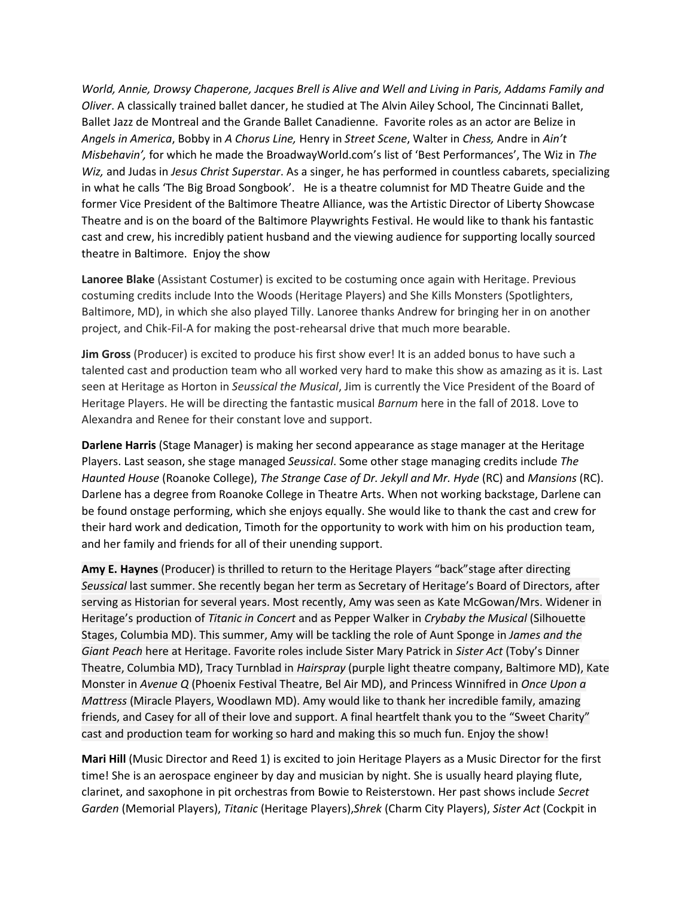*World, Annie, Drowsy Chaperone, Jacques Brell is Alive and Well and Living in Paris, Addams Family and Oliver*. A classically trained ballet dancer, he studied at The Alvin Ailey School, The Cincinnati Ballet, Ballet Jazz de Montreal and the Grande Ballet Canadienne. Favorite roles as an actor are Belize in *Angels in America*, Bobby in *A Chorus Line,* Henry in *Street Scene*, Walter in *Chess,* Andre in *Ain't Misbehavin',* for which he made the BroadwayWorld.com's list of 'Best Performances', The Wiz in *The Wiz,* and Judas in *Jesus Christ Superstar*. As a singer, he has performed in countless cabarets, specializing in what he calls 'The Big Broad Songbook'. He is a theatre columnist for MD Theatre Guide and the former Vice President of the Baltimore Theatre Alliance, was the Artistic Director of Liberty Showcase Theatre and is on the board of the Baltimore Playwrights Festival. He would like to thank his fantastic cast and crew, his incredibly patient husband and the viewing audience for supporting locally sourced theatre in Baltimore. Enjoy the show

**Lanoree Blake** (Assistant Costumer) is excited to be costuming once again with Heritage. Previous costuming credits include Into the Woods (Heritage Players) and She Kills Monsters (Spotlighters, Baltimore, MD), in which she also played Tilly. Lanoree thanks Andrew for bringing her in on another project, and Chik-Fil-A for making the post-rehearsal drive that much more bearable.

**Jim Gross** (Producer) is excited to produce his first show ever! It is an added bonus to have such a talented cast and production team who all worked very hard to make this show as amazing as it is. Last seen at Heritage as Horton in *Seussical the Musical*, Jim is currently the Vice President of the Board of Heritage Players. He will be directing the fantastic musical *Barnum* here in the fall of 2018. Love to Alexandra and Renee for their constant love and support.

**Darlene Harris** (Stage Manager) is making her second appearance as stage manager at the Heritage Players. Last season, she stage managed *Seussical*. Some other stage managing credits include *The Haunted House* (Roanoke College), *The Strange Case of Dr. Jekyll and Mr. Hyde* (RC) and *Mansions* (RC). Darlene has a degree from Roanoke College in Theatre Arts. When not working backstage, Darlene can be found onstage performing, which she enjoys equally. She would like to thank the cast and crew for their hard work and dedication, Timoth for the opportunity to work with him on his production team, and her family and friends for all of their unending support.

**Amy E. Haynes** (Producer) is thrilled to return to the Heritage Players "back"stage after directing *Seussical* last summer. She recently began her term as Secretary of Heritage's Board of Directors, after serving as Historian for several years. Most recently, Amy was seen as Kate McGowan/Mrs. Widener in Heritage's production of *Titanic in Concert* and as Pepper Walker in *Crybaby the Musical* (Silhouette Stages, Columbia MD). This summer, Amy will be tackling the role of Aunt Sponge in *James and the Giant Peach* here at Heritage. Favorite roles include Sister Mary Patrick in *Sister Act* (Toby's Dinner Theatre, Columbia MD), Tracy Turnblad in *Hairspray* (purple light theatre company, Baltimore MD), Kate Monster in *Avenue Q* (Phoenix Festival Theatre, Bel Air MD), and Princess Winnifred in *Once Upon a Mattress* (Miracle Players, Woodlawn MD). Amy would like to thank her incredible family, amazing friends, and Casey for all of their love and support. A final heartfelt thank you to the "Sweet Charity" cast and production team for working so hard and making this so much fun. Enjoy the show!

**Mari Hill** (Music Director and Reed 1) is excited to join Heritage Players as a Music Director for the first time! She is an aerospace engineer by day and musician by night. She is usually heard playing flute, clarinet, and saxophone in pit orchestras from Bowie to Reisterstown. Her past shows include *Secret Garden* (Memorial Players), *Titanic* (Heritage Players),*Shrek* (Charm City Players), *Sister Act* (Cockpit in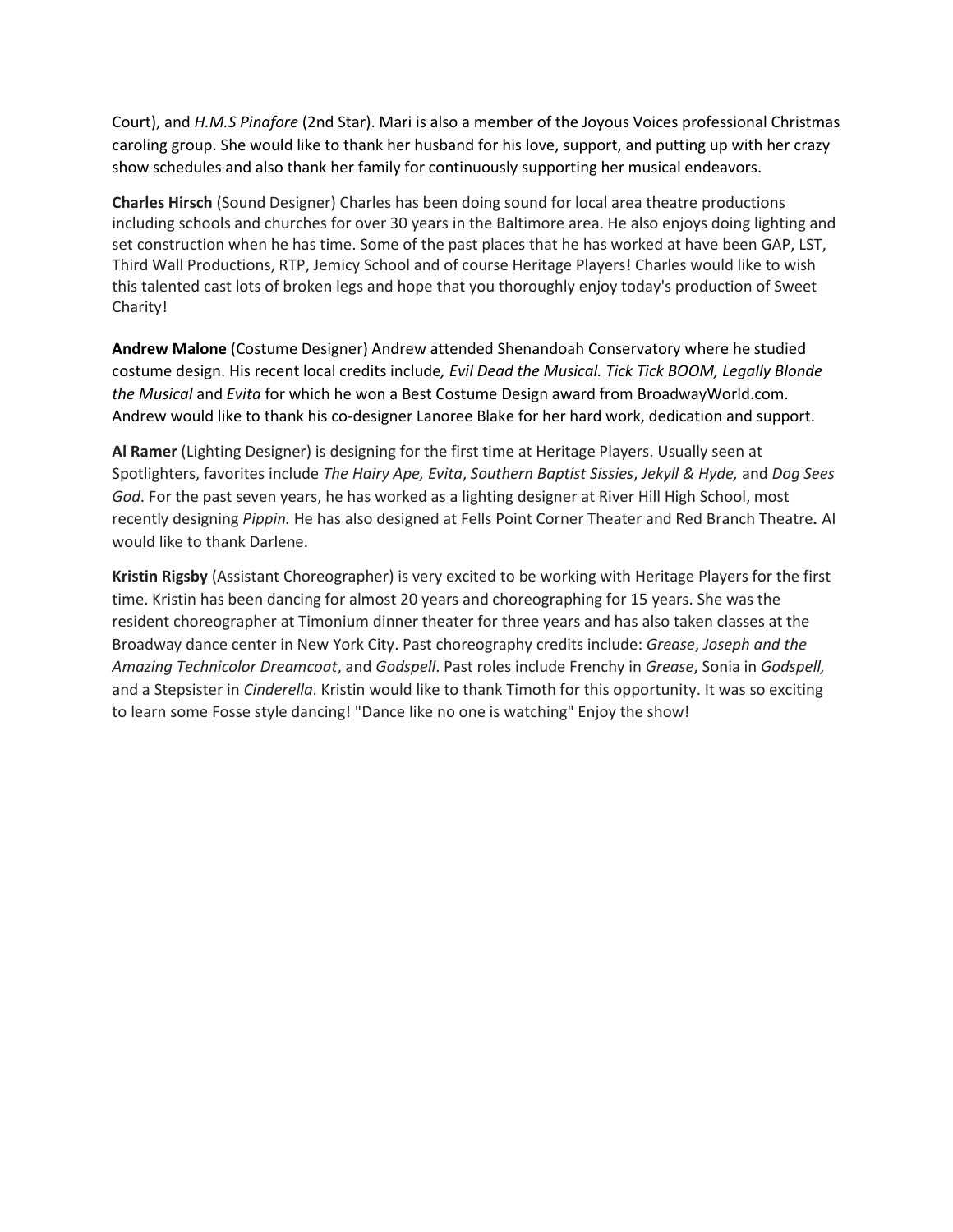Court), and *H.M.S Pinafore* (2nd Star). Mari is also a member of the Joyous Voices professional Christmas caroling group. She would like to thank her husband for his love, support, and putting up with her crazy show schedules and also thank her family for continuously supporting her musical endeavors.

**Charles Hirsch** (Sound Designer) Charles has been doing sound for local area theatre productions including schools and churches for over 30 years in the Baltimore area. He also enjoys doing lighting and set construction when he has time. Some of the past places that he has worked at have been GAP, LST, Third Wall Productions, RTP, Jemicy School and of course Heritage Players! Charles would like to wish this talented cast lots of broken legs and hope that you thoroughly enjoy today's production of Sweet Charity!

**Andrew Malone** (Costume Designer) Andrew attended Shenandoah Conservatory where he studied costume design. His recent local credits include*, Evil Dead the Musical. Tick Tick BOOM, Legally Blonde the Musical* and *Evita* for which he won a Best Costume Design award from BroadwayWorld.com. Andrew would like to thank his co-designer Lanoree Blake for her hard work, dedication and support.

**Al Ramer** (Lighting Designer) is designing for the first time at Heritage Players. Usually seen at Spotlighters, favorites include *The Hairy Ape, Evita*, *Southern Baptist Sissies*, *Jekyll & Hyde,* and *Dog Sees God*. For the past seven years, he has worked as a lighting designer at River Hill High School, most recently designing *Pippin.* He has also designed at Fells Point Corner Theater and Red Branch Theatre**.** Al would like to thank Darlene.

**Kristin Rigsby** (Assistant Choreographer) is very excited to be working with Heritage Players for the first time. Kristin has been dancing for almost 20 years and choreographing for 15 years. She was the resident choreographer at Timonium dinner theater for three years and has also taken classes at the Broadway dance center in New York City. Past choreography credits include: *Grease*, *Joseph and the Amazing Technicolor Dreamcoat*, and *Godspell*. Past roles include Frenchy in *Grease*, Sonia in *Godspell,* and a Stepsister in *Cinderella*. Kristin would like to thank Timoth for this opportunity. It was so exciting to learn some Fosse style dancing! "Dance like no one is watching" Enjoy the show!